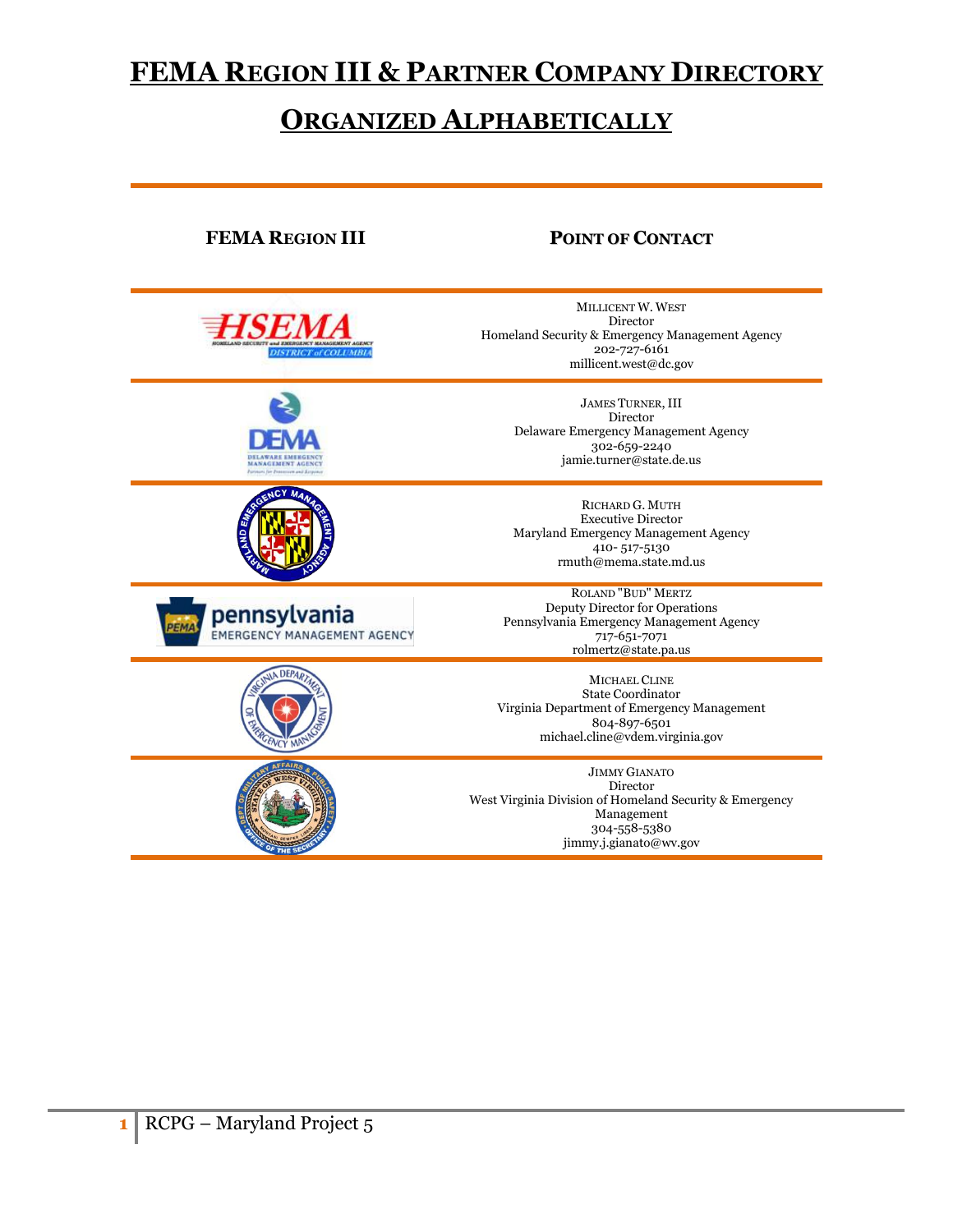# FEMA Region III & Partner Company Directory

## Organized Alphabetically

| FEMA Region III | Point of Contact |
| --- | --- |
| HSEMA – Homeland Security and Emergency Management Agency, District of Columbia | Millicent W. West<br>Director<br>Homeland Security & Emergency Management Agency<br>202-727-6161<br>millicent.west@dc.gov |
| DEMA – Delaware Emergency Management Agency | James Turner, III<br>Director<br>Delaware Emergency Management Agency<br>302-659-2240<br>jamie.turner@state.de.us |
| Maryland Emergency Management Agency | Richard G. Muth<br>Executive Director<br>Maryland Emergency Management Agency<br>410- 517-5130<br>rmuth@mema.state.md.us |
| PEMA – Pennsylvania Emergency Management Agency | Roland "Bud" Mertz<br>Deputy Director for Operations<br>Pennsylvania Emergency Management Agency<br>717-651-7071<br>rolmertz@state.pa.us |
| Virginia Department of Emergency Management | Michael Cline<br>State Coordinator<br>Virginia Department of Emergency Management<br>804-897-6501<br>michael.cline@vdem.virginia.gov |
| Dept. of Military Affairs & Public Safety, State of West Virginia, Office of the Secretary | Jimmy Gianato<br>Director<br>West Virginia Division of Homeland Security & Emergency Management<br>304-558-5380<br>jimmy.j.gianato@wv.gov |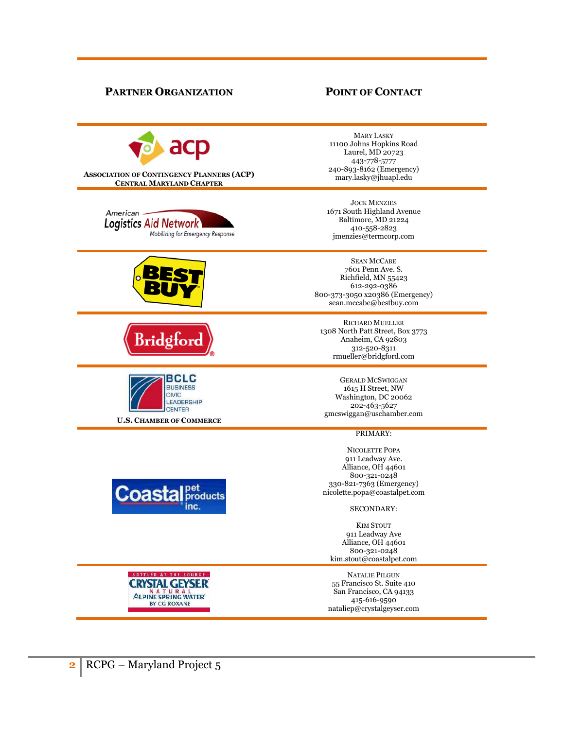| Partner Organization | Point of Contact |
| --- | --- |
| acp<br>Association of Contingency Planners (ACP)<br>Central Maryland Chapter | Mary Lasky<br>11100 Johns Hopkins Road<br>Laurel, MD 20723<br>443-778-5777<br>240-893-8162 (Emergency)<br>mary.lasky@jhuapl.edu |
| American Logistics Aid Network<br>Mobilizing for Emergency Response | Jock Menzies<br>1671 South Highland Avenue<br>Baltimore, MD 21224<br>410-558-2823<br>jmenzies@termcorp.com |
| Best Buy | Sean McCabe<br>7601 Penn Ave. S.<br>Richfield, MN 55423<br>612-292-0386<br>800-373-3050 x20386 (Emergency)<br>sean.mccabe@bestbuy.com |
| Bridgford | Richard Mueller<br>1308 North Patt Street, Box 3773<br>Anaheim, CA 92803<br>312-520-8311<br>rmueller@bridgford.com |
| BCLC Business Civic Leadership Center<br>U.S. Chamber of Commerce | Gerald McSwiggan<br>1615 H Street, NW<br>Washington, DC 20062<br>202-463-5627<br>gmcswiggan@uschamber.com |
| Coastal pet products inc. | PRIMARY:<br><br>Nicolette Popa<br>911 Leadway Ave.<br>Alliance, OH 44601<br>800-321-0248<br>330-821-7363 (Emergency)<br>nicolette.popa@coastalpet.com<br><br>SECONDARY:<br><br>Kim Stout<br>911 Leadway Ave<br>Alliance, OH 44601<br>800-321-0248<br>kim.stout@coastalpet.com |
| Bottled at the Source<br>Crystal Geyser<br>Natural Alpine Spring Water<br>by CG Roxane | Natalie Pilgun<br>55 Francisco St. Suite 410<br>San Francisco, CA 94133<br>415-616-9590<br>nataliep@crystalgeyser.com |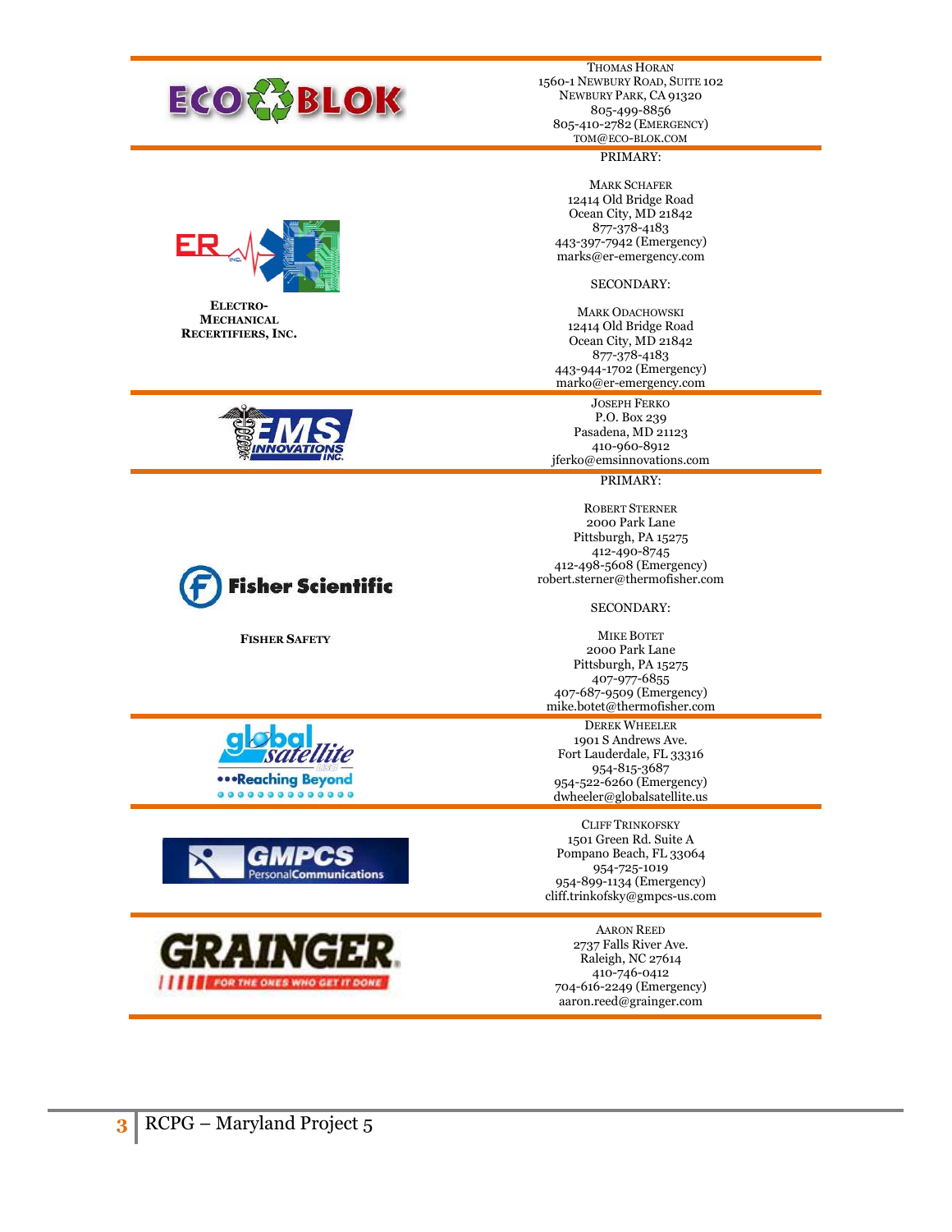| Vendor | Contact |
| --- | --- |
| ECO BLOK | THOMAS HORAN<br>1560-1 NEWBURY ROAD, SUITE 102<br>NEWBURY PARK, CA 91320<br>805-499-8856<br>805-410-2782 (EMERGENCY)<br>TOM@ECO-BLOK.COM |
| ER INC.<br>**ELECTRO-MECHANICAL RECERTIFIERS, INC.** | PRIMARY:<br><br>MARK SCHAFER<br>12414 Old Bridge Road<br>Ocean City, MD 21842<br>877-378-4183<br>443-397-7942 (Emergency)<br>marks@er-emergency.com<br><br>SECONDARY:<br><br>MARK ODACHOWSKI<br>12414 Old Bridge Road<br>Ocean City, MD 21842<br>877-378-4183<br>443-944-1702 (Emergency)<br>marko@er-emergency.com |
| EMS INNOVATIONS INC. | JOSEPH FERKO<br>P.O. Box 239<br>Pasadena, MD 21123<br>410-960-8912<br>jferko@emsinnovations.com |
| Fisher Scientific<br>**FISHER SAFETY** | PRIMARY:<br><br>ROBERT STERNER<br>2000 Park Lane<br>Pittsburgh, PA 15275<br>412-490-8745<br>412-498-5608 (Emergency)<br>robert.sterner@thermofisher.com<br><br>SECONDARY:<br><br>MIKE BOTET<br>2000 Park Lane<br>Pittsburgh, PA 15275<br>407-977-6855<br>407-687-9509 (Emergency)<br>mike.botet@thermofisher.com |
| global satellite<br>Reaching Beyond | DEREK WHEELER<br>1901 S Andrews Ave.<br>Fort Lauderdale, FL 33316<br>954-815-3687<br>954-522-6260 (Emergency)<br>dwheeler@globalsatellite.us |
| GMPCS<br>PersonalCommunications | CLIFF TRINKOFSKY<br>1501 Green Rd. Suite A<br>Pompano Beach, FL 33064<br>954-725-1019<br>954-899-1134 (Emergency)<br>cliff.trinkofsky@gmpcs-us.com |
| GRAINGER<br>FOR THE ONES WHO GET IT DONE | AARON REED<br>2737 Falls River Ave.<br>Raleigh, NC 27614<br>410-746-0412<br>704-616-2249 (Emergency)<br>aaron.reed@grainger.com |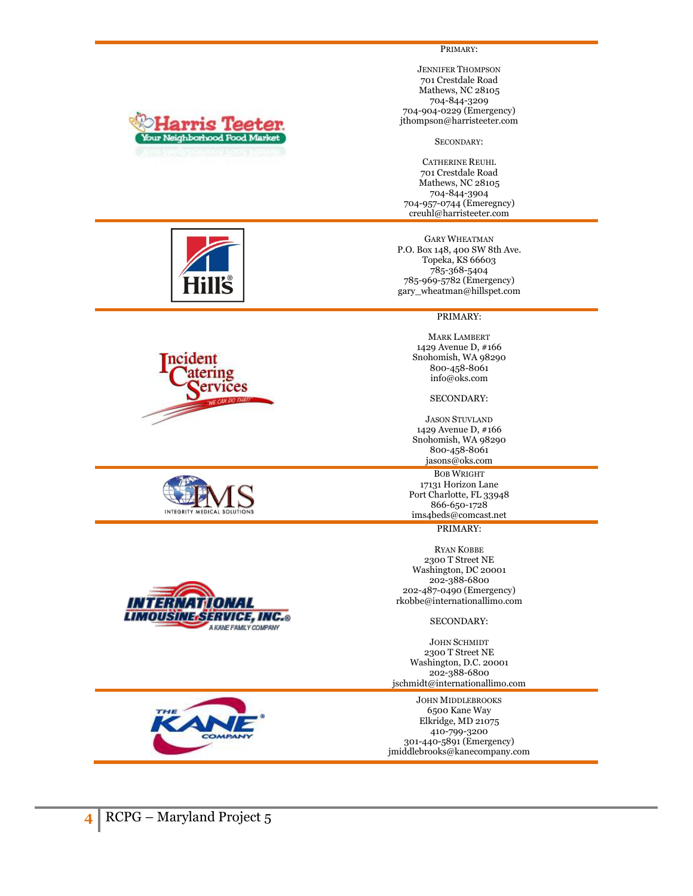| Company | Contact |
| --- | --- |
| Harris Teeter – Your Neighborhood Food Market | PRIMARY:<br><br>JENNIFER THOMPSON<br>701 Crestdale Road<br>Mathews, NC 28105<br>704-844-3209<br>704-904-0229 (Emergency)<br>jthompson@harristeeter.com<br><br>SECONDARY:<br><br>CATHERINE REUHL<br>701 Crestdale Road<br>Mathews, NC 28105<br>704-844-3904<br>704-957-0744 (Emeregncy)<br>creuhl@harristeeter.com |
| Hill's | GARY WHEATMAN<br>P.O. Box 148, 400 SW 8th Ave.<br>Topeka, KS 66603<br>785-368-5404<br>785-969-5782 (Emergency)<br>gary_wheatman@hillspet.com |
| Incident Catering Services – "We can do that!" | PRIMARY:<br><br>MARK LAMBERT<br>1429 Avenue D, #166<br>Snohomish, WA 98290<br>800-458-8061<br>info@oks.com<br><br>SECONDARY:<br><br>JASON STUVLAND<br>1429 Avenue D, #166<br>Snohomish, WA 98290<br>800-458-8061<br>jasons@oks.com |
| IMS – Integrity Medical Solutions | BOB WRIGHT<br>17131 Horizon Lane<br>Port Charlotte, FL 33948<br>866-650-1728<br>ims4beds@comcast.net |
| International Limousine Service, Inc. – A Kane Family Company | PRIMARY:<br><br>RYAN KOBBE<br>2300 T Street NE<br>Washington, DC 20001<br>202-388-6800<br>202-487-0490 (Emergency)<br>rkobbe@internationallimo.com<br><br>SECONDARY:<br><br>JOHN SCHMIDT<br>2300 T Street NE<br>Washington, D.C. 20001<br>202-388-6800<br>jschmidt@internationallimo.com |
| The Kane Company | JOHN MIDDLEBROOKS<br>6500 Kane Way<br>Elkridge, MD 21075<br>410-799-3200<br>301-440-5891 (Emergency)<br>jmiddlebrooks@kanecompany.com |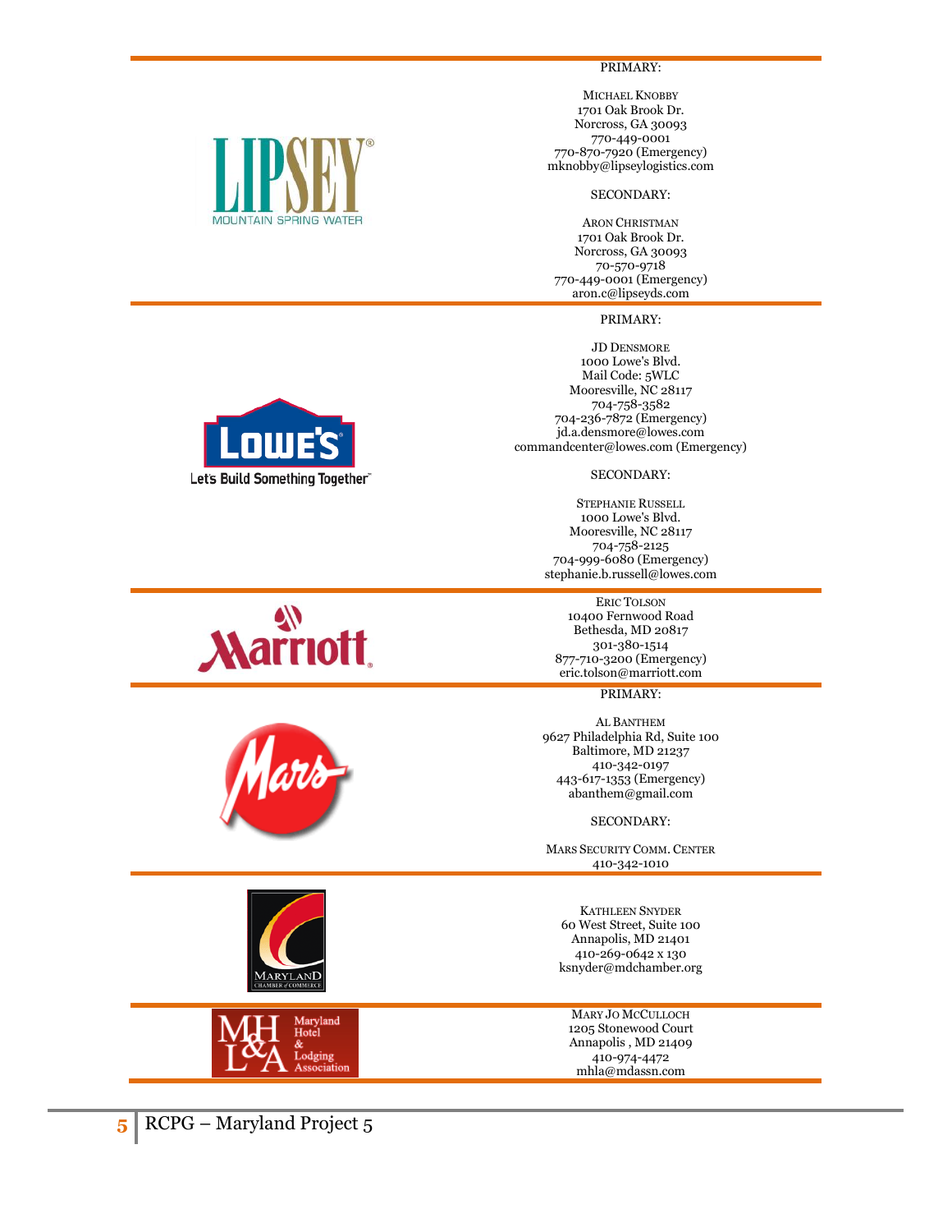LIPSEY MOUNTAIN SPRING WATER

PRIMARY:

MICHAEL KNOBBY
1701 Oak Brook Dr.
Norcross, GA 30093
770-449-0001
770-870-7920 (Emergency)
mknobby@lipseylogistics.com

SECONDARY:

ARON CHRISTMAN
1701 Oak Brook Dr.
Norcross, GA 30093
70-570-9718
770-449-0001 (Emergency)
aron.c@lipseyds.com

---

LOWE'S – Let's Build Something Together

PRIMARY:

JD DENSMORE
1000 Lowe's Blvd.
Mail Code: 5WLC
Mooresville, NC 28117
704-758-3582
704-236-7872 (Emergency)
jd.a.densmore@lowes.com
commandcenter@lowes.com (Emergency)

SECONDARY:

STEPHANIE RUSSELL
1000 Lowe's Blvd.
Mooresville, NC 28117
704-758-2125
704-999-6080 (Emergency)
stephanie.b.russell@lowes.com

---

Marriott

ERIC TOLSON
10400 Fernwood Road
Bethesda, MD 20817
301-380-1514
877-710-3200 (Emergency)
eric.tolson@marriott.com

---

Mars

PRIMARY:

AL BANTHEM
9627 Philadelphia Rd, Suite 100
Baltimore, MD 21237
410-342-0197
443-617-1353 (Emergency)
abanthem@gmail.com

SECONDARY:

MARS SECURITY COMM. CENTER
410-342-1010

---

MARYLAND CHAMBER of COMMERCE

KATHLEEN SNYDER
60 West Street, Suite 100
Annapolis, MD 21401
410-269-0642 x 130
ksnyder@mdchamber.org

---

MH L&A – Maryland Hotel & Lodging Association

MARY JO MCCULLOCH
1205 Stonewood Court
Annapolis , MD 21409
410-974-4472
mhla@mdassn.com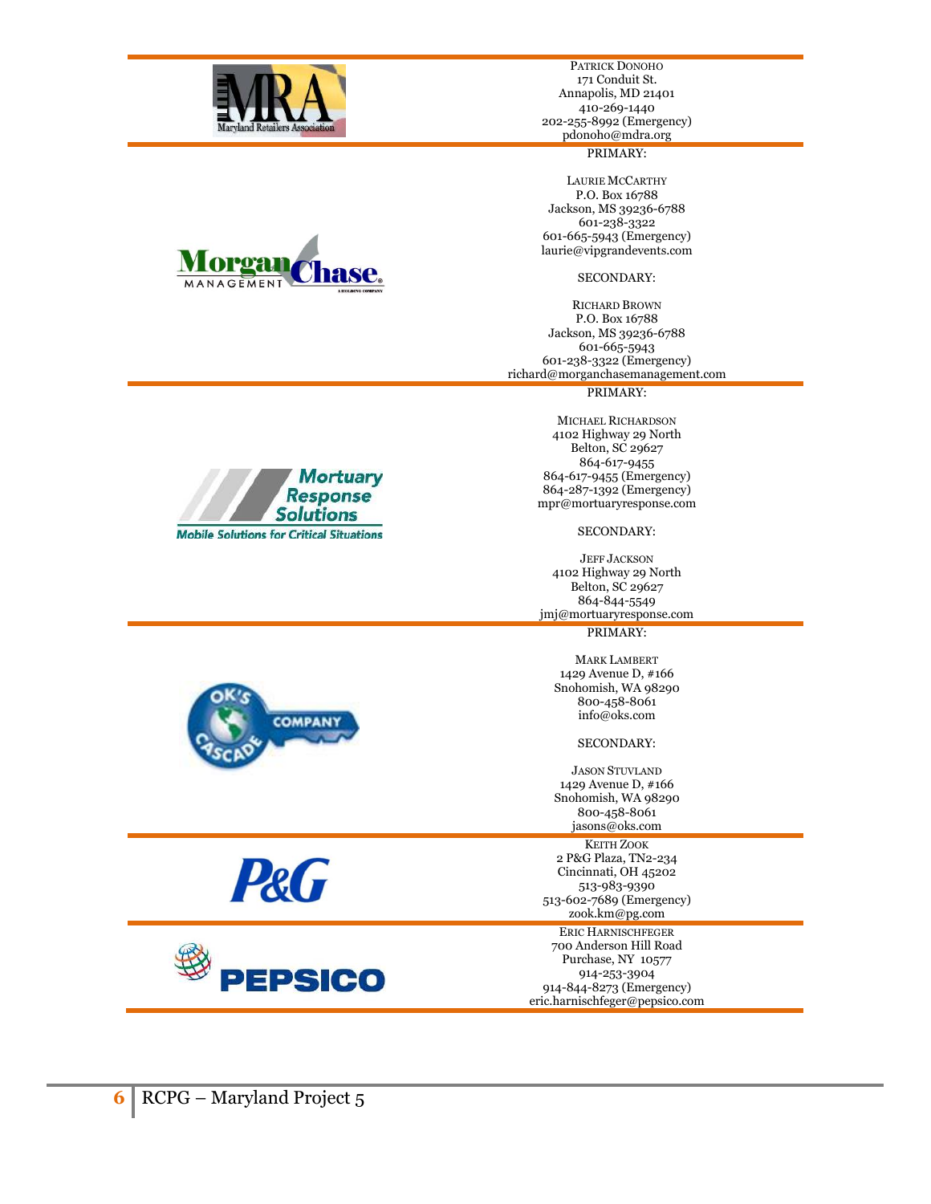| Organization | Contact |
| --- | --- |
| Maryland Retailers Association | PATRICK DONOHO<br>171 Conduit St.<br>Annapolis, MD 21401<br>410-269-1440<br>202-255-8992 (Emergency)<br>pdonoho@mdra.org |
| Morgan Chase Management | PRIMARY:<br><br>LAURIE MCCARTHY<br>P.O. Box 16788<br>Jackson, MS 39236-6788<br>601-238-3322<br>601-665-5943 (Emergency)<br>laurie@vipgrandevents.com<br><br>SECONDARY:<br><br>RICHARD BROWN<br>P.O. Box 16788<br>Jackson, MS 39236-6788<br>601-665-5943<br>601-238-3322 (Emergency)<br>richard@morganchasemanagement.com |
| Mortuary Response Solutions | PRIMARY:<br><br>MICHAEL RICHARDSON<br>4102 Highway 29 North<br>Belton, SC 29627<br>864-617-9455<br>864-617-9455 (Emergency)<br>864-287-1392 (Emergency)<br>mpr@mortuaryresponse.com<br><br>SECONDARY:<br><br>JEFF JACKSON<br>4102 Highway 29 North<br>Belton, SC 29627<br>864-844-5549<br>jmj@mortuaryresponse.com |
| OK's Cascade Company | PRIMARY:<br><br>MARK LAMBERT<br>1429 Avenue D, #166<br>Snohomish, WA 98290<br>800-458-8061<br>info@oks.com<br><br>SECONDARY:<br><br>JASON STUVLAND<br>1429 Avenue D, #166<br>Snohomish, WA 98290<br>800-458-8061<br>jasons@oks.com |
| P&G | KEITH ZOOK<br>2 P&G Plaza, TN2-234<br>Cincinnati, OH 45202<br>513-983-9390<br>513-602-7689 (Emergency)<br>zook.km@pg.com |
| PEPSICO | ERIC HARNISCHFEGER<br>700 Anderson Hill Road<br>Purchase, NY 10577<br>914-253-3904<br>914-844-8273 (Emergency)<br>eric.harnischfeger@pepsico.com |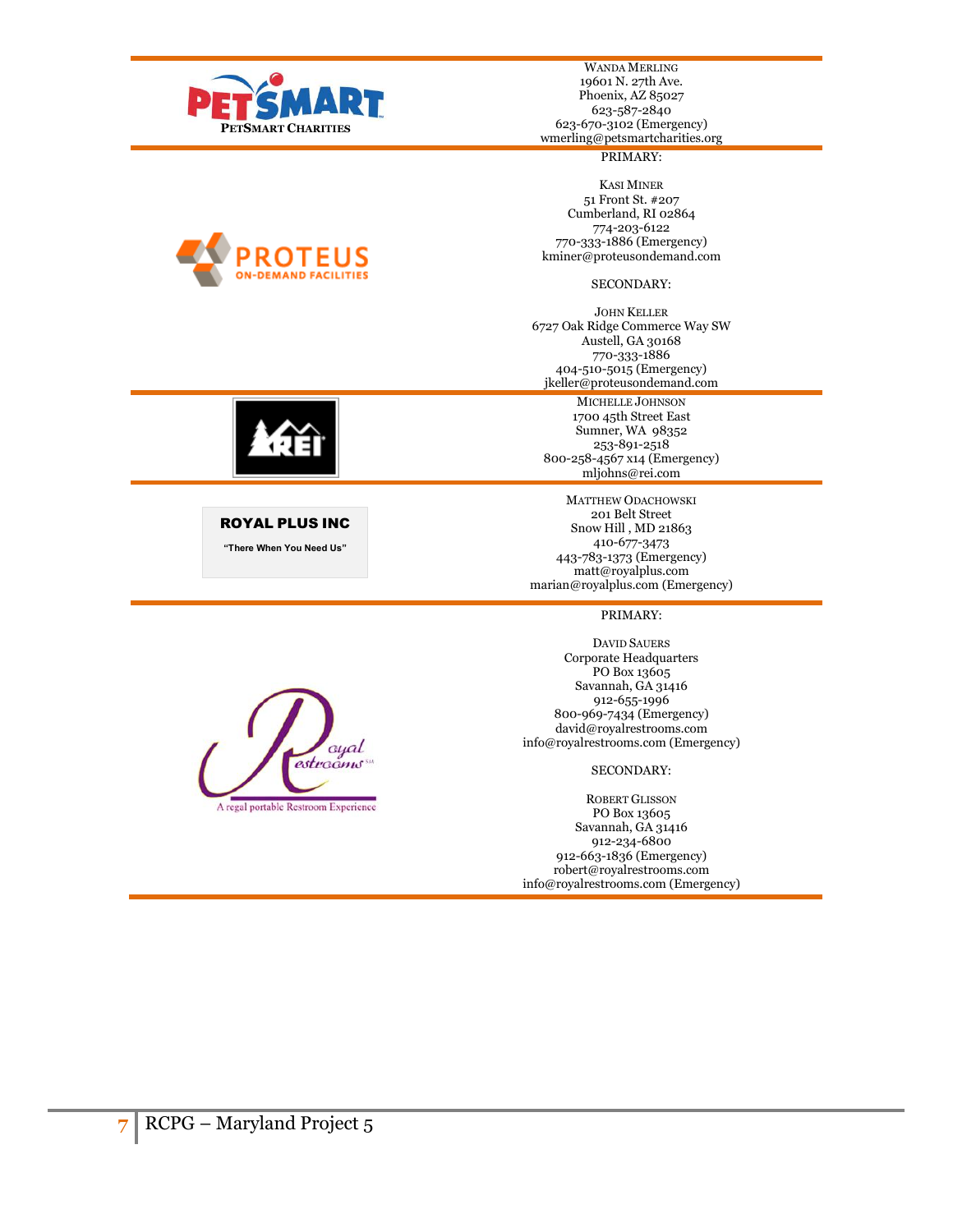| | |
|---|---|
| PETSMART<br>PETSMART CHARITIES | WANDA MERLING<br>19601 N. 27th Ave.<br>Phoenix, AZ 85027<br>623-587-2840<br>623-670-3102 (Emergency)<br>wmerling@petsmartcharities.org |
| PROTEUS<br>ON-DEMAND FACILITIES | PRIMARY:<br><br>KASI MINER<br>51 Front St. #207<br>Cumberland, RI 02864<br>774-203-6122<br>770-333-1886 (Emergency)<br>kminer@proteusondemand.com<br><br>SECONDARY:<br><br>JOHN KELLER<br>6727 Oak Ridge Commerce Way SW<br>Austell, GA 30168<br>770-333-1886<br>404-510-5015 (Emergency)<br>jkeller@proteusondemand.com |
| REI | MICHELLE JOHNSON<br>1700 45th Street East<br>Sumner, WA 98352<br>253-891-2518<br>800-258-4567 x14 (Emergency)<br>mljohns@rei.com |
| ROYAL PLUS INC<br>"There When You Need Us" | MATTHEW ODACHOWSKI<br>201 Belt Street<br>Snow Hill , MD 21863<br>410-677-3473<br>443-783-1373 (Emergency)<br>matt@royalplus.com<br>marian@royalplus.com (Emergency) |
| Royal Restrooms<br>A regal portable Restroom Experience | PRIMARY:<br><br>DAVID SAUERS<br>Corporate Headquarters<br>PO Box 13605<br>Savannah, GA 31416<br>912-655-1996<br>800-969-7434 (Emergency)<br>david@royalrestrooms.com<br>info@royalrestrooms.com (Emergency)<br><br>SECONDARY:<br><br>ROBERT GLISSON<br>PO Box 13605<br>Savannah, GA 31416<br>912-234-6800<br>912-663-1836 (Emergency)<br>robert@royalrestrooms.com<br>info@royalrestrooms.com (Emergency) |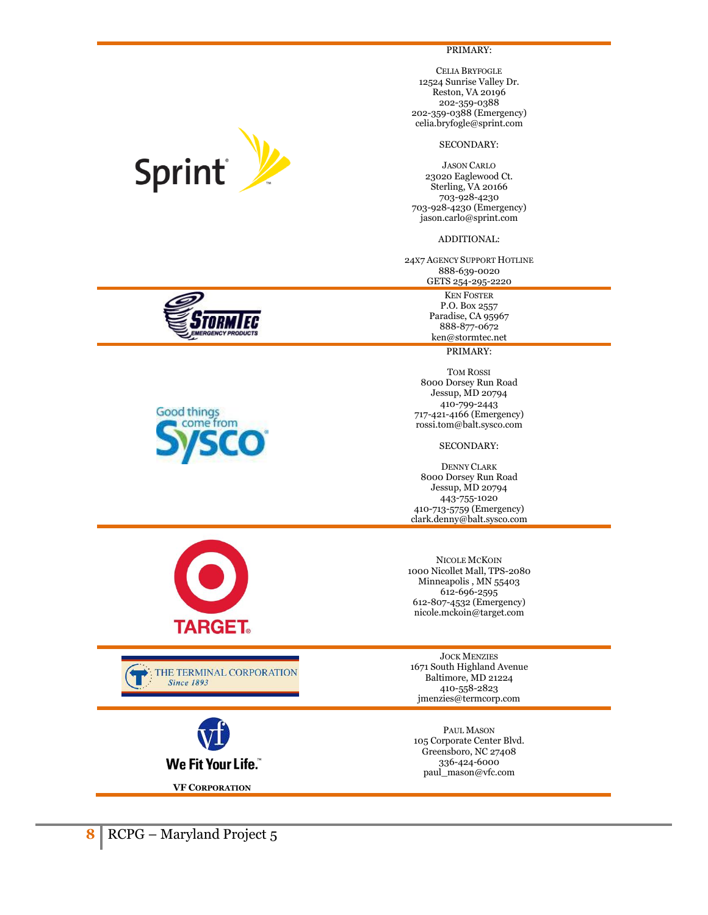| Company | Contact |
| --- | --- |
| Sprint | PRIMARY:<br><br>CELIA BRYFOGLE<br>12524 Sunrise Valley Dr.<br>Reston, VA 20196<br>202-359-0388<br>202-359-0388 (Emergency)<br>celia.bryfogle@sprint.com<br><br>SECONDARY:<br><br>JASON CARLO<br>23020 Eaglewood Ct.<br>Sterling, VA 20166<br>703-928-4230<br>703-928-4230 (Emergency)<br>jason.carlo@sprint.com<br><br>ADDITIONAL:<br><br>24X7 AGENCY SUPPORT HOTLINE<br>888-639-0020<br>GETS 254-295-2220 |
| StormTec Emergency Products | KEN FOSTER<br>P.O. Box 2557<br>Paradise, CA 95967<br>888-877-0672<br>ken@stormtec.net |
| Sysco (Good things come from Sysco) | PRIMARY:<br><br>TOM ROSSI<br>8000 Dorsey Run Road<br>Jessup, MD 20794<br>410-799-2443<br>717-421-4166 (Emergency)<br>rossi.tom@balt.sysco.com<br><br>SECONDARY:<br><br>DENNY CLARK<br>8000 Dorsey Run Road<br>Jessup, MD 20794<br>443-755-1020<br>410-713-5759 (Emergency)<br>clark.denny@balt.sysco.com |
| Target | NICOLE MCKOIN<br>1000 Nicollet Mall, TPS-2080<br>Minneapolis , MN 55403<br>612-696-2595<br>612-807-4532 (Emergency)<br>nicole.mckoin@target.com |
| The Terminal Corporation, Since 1893 | JOCK MENZIES<br>1671 South Highland Avenue<br>Baltimore, MD 21224<br>410-558-2823<br>jmenzies@termcorp.com |
| VF Corporation (We Fit Your Life.™) | PAUL MASON<br>105 Corporate Center Blvd.<br>Greensboro, NC 27408<br>336-424-6000<br>paul_mason@vfc.com |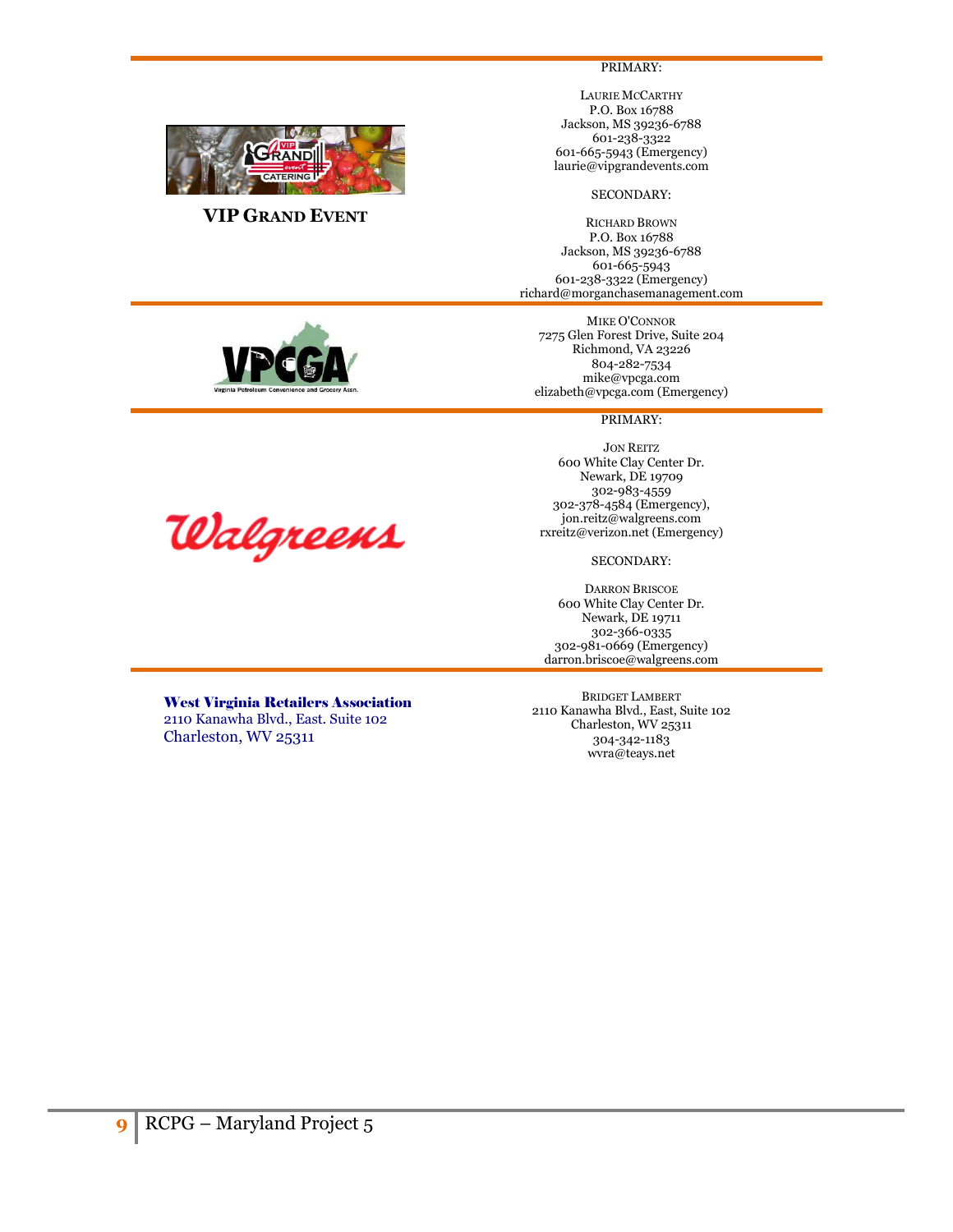| | |
|---|---|
| **VIP Grand Event** | PRIMARY:<br><br>Laurie McCarthy<br>P.O. Box 16788<br>Jackson, MS 39236-6788<br>601-238-3322<br>601-665-5943 (Emergency)<br>laurie@vipgrandevents.com<br><br>SECONDARY:<br><br>Richard Brown<br>P.O. Box 16788<br>Jackson, MS 39236-6788<br>601-665-5943<br>601-238-3322 (Emergency)<br>richard@morganchasemanagement.com |
| VPCGA<br>Virginia Petroleum Convenience and Grocery Assn. | Mike O'Connor<br>7275 Glen Forest Drive, Suite 204<br>Richmond, VA 23226<br>804-282-7534<br>mike@vpcga.com<br>elizabeth@vpcga.com (Emergency) |
| Walgreens | PRIMARY:<br><br>Jon Reitz<br>600 White Clay Center Dr.<br>Newark, DE 19709<br>302-983-4559<br>302-378-4584 (Emergency),<br>jon.reitz@walgreens.com<br>rxreitz@verizon.net (Emergency)<br><br>SECONDARY:<br><br>Darron Briscoe<br>600 White Clay Center Dr.<br>Newark, DE 19711<br>302-366-0335<br>302-981-0669 (Emergency)<br>darron.briscoe@walgreens.com |
| **West Virginia Retailers Association**<br>2110 Kanawha Blvd., East. Suite 102<br>Charleston, WV 25311 | Bridget Lambert<br>2110 Kanawha Blvd., East, Suite 102<br>Charleston, WV 25311<br>304-342-1183<br>wvra@teays.net |